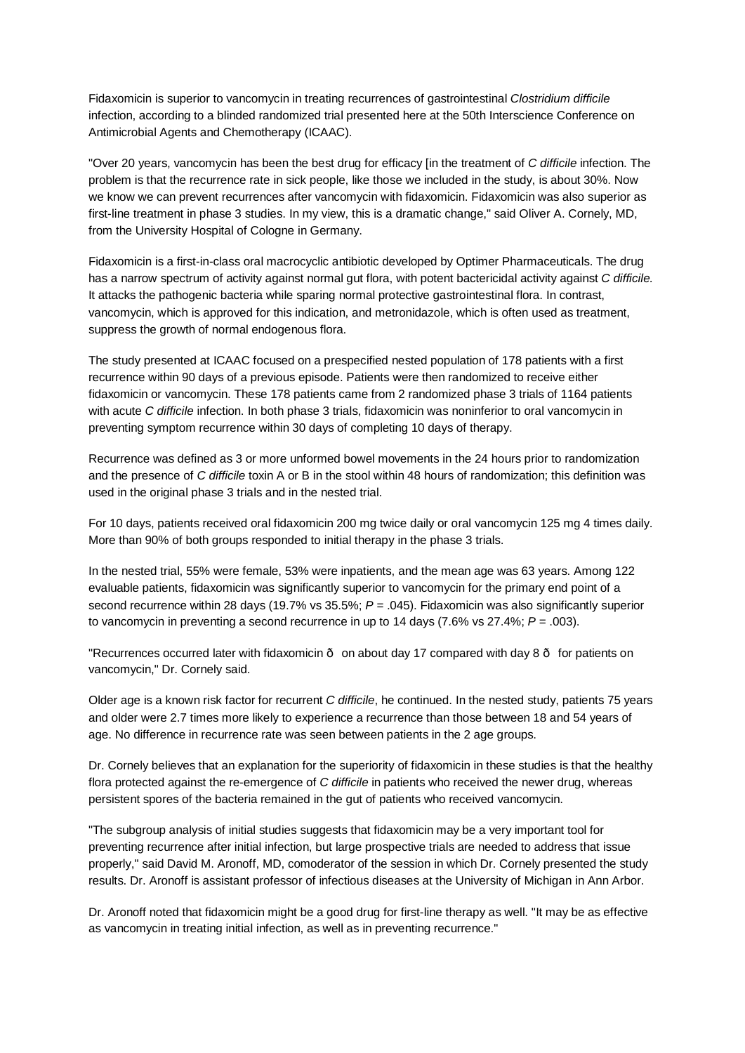Fidaxomicin is superior to vancomycin in treating recurrences of gastrointestinal *Clostridium difficile* infection, according to a blinded randomized trial presented here at the 50th Interscience Conference on Antimicrobial Agents and Chemotherapy (ICAAC).

"Over 20 years, vancomycin has been the best drug for efficacy [in the treatment of *C difficile* infection. The problem is that the recurrence rate in sick people, like those we included in the study, is about 30%. Now we know we can prevent recurrences after vancomycin with fidaxomicin. Fidaxomicin was also superior as first-line treatment in phase 3 studies. In my view, this is a dramatic change," said Oliver A. Cornely, MD, from the University Hospital of Cologne in Germany.

Fidaxomicin is a first-in-class oral macrocyclic antibiotic developed by Optimer Pharmaceuticals. The drug has a narrow spectrum of activity against normal gut flora, with potent bactericidal activity against *C difficile.* It attacks the pathogenic bacteria while sparing normal protective gastrointestinal flora. In contrast, vancomycin, which is approved for this indication, and metronidazole, which is often used as treatment, suppress the growth of normal endogenous flora.

The study presented at ICAAC focused on a prespecified nested population of 178 patients with a first recurrence within 90 days of a previous episode. Patients were then randomized to receive either fidaxomicin or vancomycin. These 178 patients came from 2 randomized phase 3 trials of 1164 patients with acute *C difficile* infection. In both phase 3 trials, fidaxomicin was noninferior to oral vancomycin in preventing symptom recurrence within 30 days of completing 10 days of therapy.

Recurrence was defined as 3 or more unformed bowel movements in the 24 hours prior to randomization and the presence of *C difficile* toxin A or B in the stool within 48 hours of randomization; this definition was used in the original phase 3 trials and in the nested trial.

For 10 days, patients received oral fidaxomicin 200 mg twice daily or oral vancomycin 125 mg 4 times daily. More than 90% of both groups responded to initial therapy in the phase 3 trials.

In the nested trial, 55% were female, 53% were inpatients, and the mean age was 63 years. Among 122 evaluable patients, fidaxomicin was significantly superior to vancomycin for the primary end point of a second recurrence within 28 days (19.7% vs 35.5%; $P = .045$). Fidaxomicin was also significantly superior to vancomycin in preventing a second recurrence in up to 14 days (7.6% vs 27.4%; $P = .003$).

"Recurrences occurred later with fidaxomicin ð on about day 17 compared with day 8 ð for patients on vancomycin," Dr. Cornely said.

Older age is a known risk factor for recurrent *C difficile*, he continued. In the nested study, patients 75 years and older were 2.7 times more likely to experience a recurrence than those between 18 and 54 years of age. No difference in recurrence rate was seen between patients in the 2 age groups.

Dr. Cornely believes that an explanation for the superiority of fidaxomicin in these studies is that the healthy flora protected against the re-emergence of *C difficile* in patients who received the newer drug, whereas persistent spores of the bacteria remained in the gut of patients who received vancomycin.

"The subgroup analysis of initial studies suggests that fidaxomicin may be a very important tool for preventing recurrence after initial infection, but large prospective trials are needed to address that issue properly," said David M. Aronoff, MD, comoderator of the session in which Dr. Cornely presented the study results. Dr. Aronoff is assistant professor of infectious diseases at the University of Michigan in Ann Arbor.

Dr. Aronoff noted that fidaxomicin might be a good drug for first-line therapy as well. "It may be as effective as vancomycin in treating initial infection, as well as in preventing recurrence."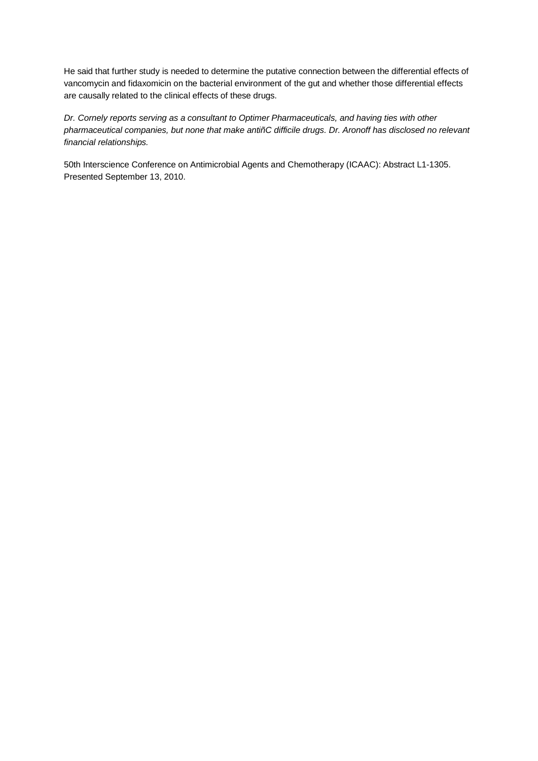He said that further study is needed to determine the putative connection between the differential effects of vancomycin and fidaxomicin on the bacterial environment of the gut and whether those differential effects are causally related to the clinical effects of these drugs.

*Dr. Cornely reports serving as a consultant to Optimer Pharmaceuticals, and having ties with other pharmaceutical companies, but none that make antiñC difficile drugs. Dr. Aronoff has disclosed no relevant financial relationships.*

50th Interscience Conference on Antimicrobial Agents and Chemotherapy (ICAAC): Abstract L1-1305. Presented September 13, 2010.